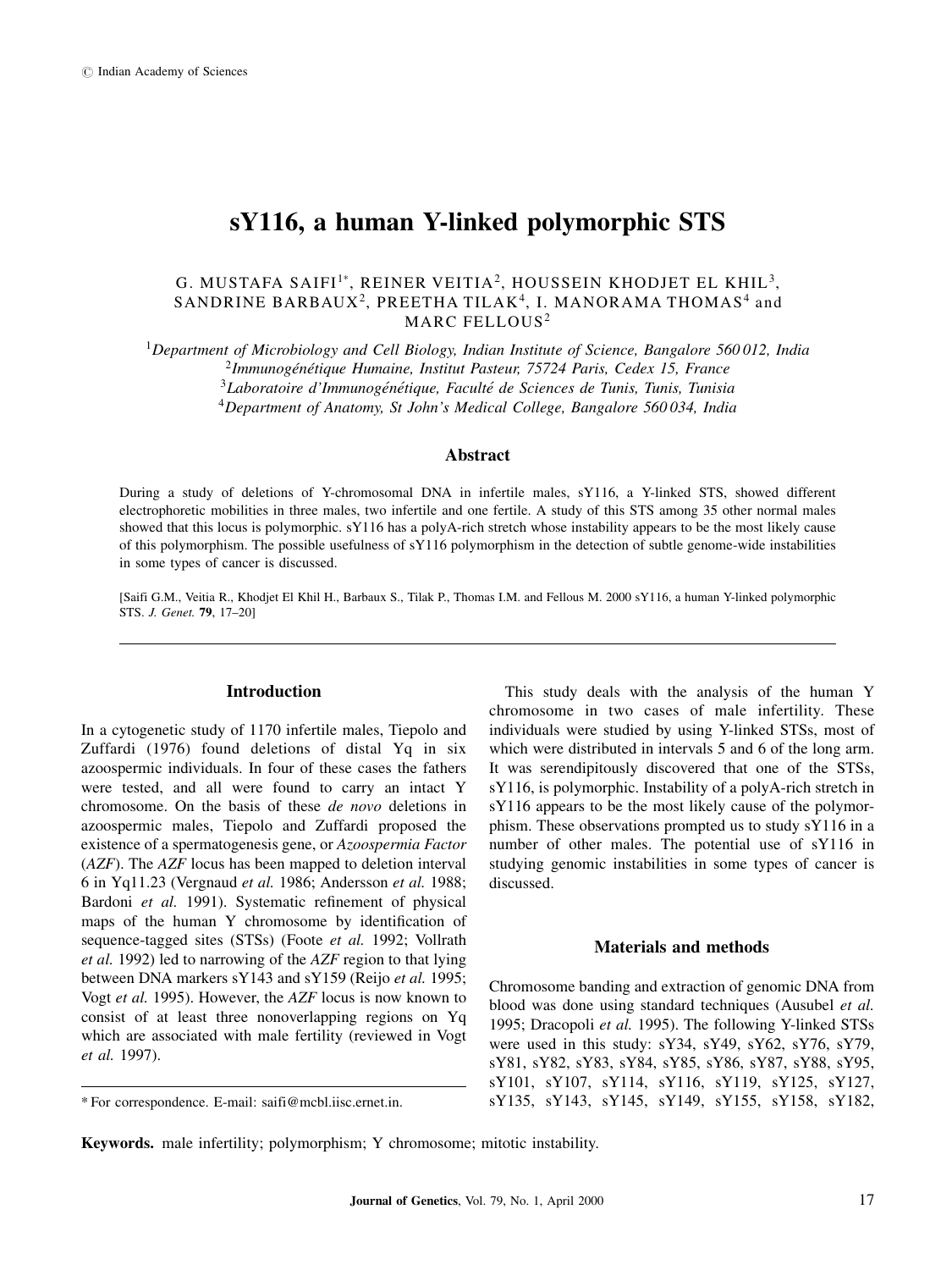© Indian Academy of Sciences

# sY116, a human Y-linked polymorphic STS

G. MUSTAFA SAIFI[1*], REINER VEITIA[2], HOUSSEIN KHODJET EL KHIL[3], SANDRINE BARBAUX[2], PREETHA TILAK[4], I. MANORAMA THOMAS[4] and MARC FELLOUS[2]

[1]*Department of Microbiology and Cell Biology, Indian Institute of Science, Bangalore 560 012, India*
[2]*Immunogénétique Humaine, Institut Pasteur, 75724 Paris, Cedex 15, France*
[3]*Laboratoire d'Immunogénétique, Faculté de Sciences de Tunis, Tunis, Tunisia*
[4]*Department of Anatomy, St John's Medical College, Bangalore 560 034, India*

## Abstract

During a study of deletions of Y-chromosomal DNA in infertile males, sY116, a Y-linked STS, showed different electrophoretic mobilities in three males, two infertile and one fertile. A study of this STS among 35 other normal males showed that this locus is polymorphic. sY116 has a polyA-rich stretch whose instability appears to be the most likely cause of this polymorphism. The possible usefulness of sY116 polymorphism in the detection of subtle genome-wide instabilities in some types of cancer is discussed.

[Saifi G.M., Veitia R., Khodjet El Khil H., Barbaux S., Tilak P., Thomas I.M. and Fellous M. 2000 sY116, a human Y-linked polymorphic STS. *J. Genet.* **79**, 17–20]

## Introduction

In a cytogenetic study of 1170 infertile males, Tiepolo and Zuffardi (1976) found deletions of distal Yq in six azoospermic individuals. In four of these cases the fathers were tested, and all were found to carry an intact Y chromosome. On the basis of these *de novo* deletions in azoospermic males, Tiepolo and Zuffardi proposed the existence of a spermatogenesis gene, or *Azoospermia Factor* (*AZF*). The *AZF* locus has been mapped to deletion interval 6 in Yq11.23 (Vergnaud *et al.* 1986; Andersson *et al.* 1988; Bardoni *et al.* 1991). Systematic refinement of physical maps of the human Y chromosome by identification of sequence-tagged sites (STSs) (Foote *et al.* 1992; Vollrath *et al.* 1992) led to narrowing of the *AZF* region to that lying between DNA markers sY143 and sY159 (Reijo *et al.* 1995; Vogt *et al.* 1995). However, the *AZF* locus is now known to consist of at least three nonoverlapping regions on Yq which are associated with male fertility (reviewed in Vogt *et al.* 1997).

This study deals with the analysis of the human Y chromosome in two cases of male infertility. These individuals were studied by using Y-linked STSs, most of which were distributed in intervals 5 and 6 of the long arm. It was serendipitously discovered that one of the STSs, sY116, is polymorphic. Instability of a polyA-rich stretch in sY116 appears to be the most likely cause of the polymorphism. These observations prompted us to study sY116 in a number of other males. The potential use of sY116 in studying genomic instabilities in some types of cancer is discussed.

## Materials and methods

Chromosome banding and extraction of genomic DNA from blood was done using standard techniques (Ausubel *et al.* 1995; Dracopoli *et al.* 1995). The following Y-linked STSs were used in this study: sY34, sY49, sY62, sY76, sY79, sY81, sY82, sY83, sY84, sY85, sY86, sY87, sY88, sY95, sY101, sY107, sY114, sY116, sY119, sY125, sY127, sY135, sY143, sY145, sY149, sY155, sY158, sY182,

\* For correspondence. E-mail: saifi@mcbl.iisc.ernet.in.

**Keywords.** male infertility; polymorphism; Y chromosome; mitotic instability.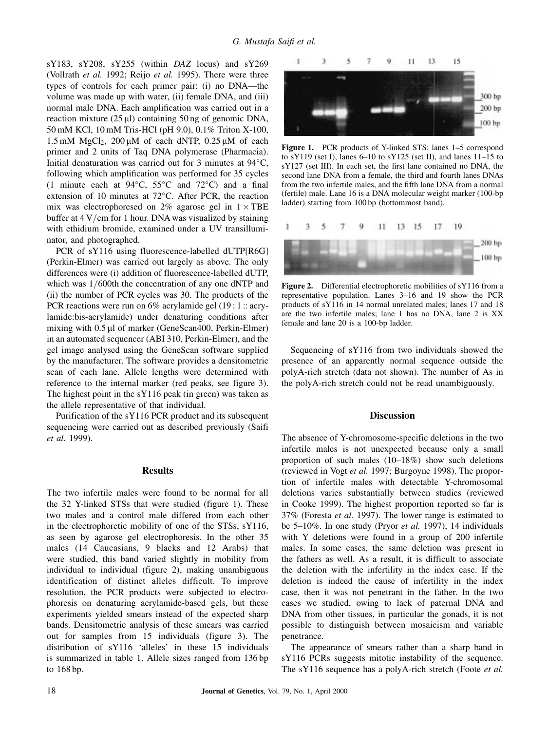sY183, sY208, sY255 (within *DAZ* locus) and sY269 (Vollrath *et al.* 1992; Reijo *et al.* 1995). There were three types of controls for each primer pair: (i) no DNA—the volume was made up with water, (ii) female DNA, and (iii) normal male DNA. Each amplification was carried out in a reaction mixture (25 μl) containing 50 ng of genomic DNA, 50 mM KCl, 10 mM Tris-HCl (pH 9.0), 0.1% Triton X-100, 1.5 mM $MgCl_2$, 200 μM of each dNTP, 0.25 μM of each primer and 2 units of Taq DNA polymerase (Pharmacia). Initial denaturation was carried out for 3 minutes at 94°C, following which amplification was performed for 35 cycles (1 minute each at 94°C, 55°C and 72°C) and a final extension of 10 minutes at 72°C. After PCR, the reaction mix was electrophoresed on 2% agarose gel in 1 × TBE buffer at 4 V/cm for 1 hour. DNA was visualized by staining with ethidium bromide, examined under a UV transilluminator, and photographed.

PCR of sY116 using fluorescence-labelled dUTP[R6G] (Perkin-Elmer) was carried out largely as above. The only differences were (i) addition of fluorescence-labelled dUTP, which was 1/600th the concentration of any one dNTP and (ii) the number of PCR cycles was 30. The products of the PCR reactions were run on 6% acrylamide gel (19 : 1 :: acrylamide:bis-acrylamide) under denaturing conditions after mixing with 0.5 μl of marker (GeneScan400, Perkin-Elmer) in an automated sequencer (ABI 310, Perkin-Elmer), and the gel image analysed using the GeneScan software supplied by the manufacturer. The software provides a densitometric scan of each lane. Allele lengths were determined with reference to the internal marker (red peaks, see figure 3). The highest point in the sY116 peak (in green) was taken as the allele representative of that individual.

Purification of the sY116 PCR product and its subsequent sequencing were carried out as described previously (Saifi *et al.* 1999).

## Results

The two infertile males were found to be normal for all the 32 Y-linked STSs that were studied (figure 1). These two males and a control male differed from each other in the electrophoretic mobility of one of the STSs, sY116, as seen by agarose gel electrophoresis. In the other 35 males (14 Caucasians, 9 blacks and 12 Arabs) that were studied, this band varied slightly in mobility from individual to individual (figure 2), making unambiguous identification of distinct alleles difficult. To improve resolution, the PCR products were subjected to electrophoresis on denaturing acrylamide-based gels, but these experiments yielded smears instead of the expected sharp bands. Densitometric analysis of these smears was carried out for samples from 15 individuals (figure 3). The distribution of sY116 'alleles' in these 15 individuals is summarized in table 1. Allele sizes ranged from 136 bp to 168 bp.

**Figure 1.** PCR products of Y-linked STS: lanes 1–5 correspond to sY119 (set I), lanes 6–10 to sY125 (set II), and lanes 11–15 to sY127 (set III). In each set, the first lane contained no DNA, the second lane DNA from a female, the third and fourth lanes DNAs from the two infertile males, and the fifth lane DNA from a normal (fertile) male. Lane 16 is a DNA molecular weight marker (100-bp ladder) starting from 100 bp (bottommost band).

**Figure 2.** Differential electrophoretic mobilities of sY116 from a representative population. Lanes 3–16 and 19 show the PCR products of sY116 in 14 normal unrelated males; lanes 17 and 18 are the two infertile males, lane 1 has no DNA, lane 2 is XX female and lane 20 is a 100-bp ladder.

Sequencing of sY116 from two individuals showed the presence of an apparently normal sequence outside the polyA-rich stretch (data not shown). The number of As in the polyA-rich stretch could not be read unambiguously.

## Discussion

The absence of Y-chromosome-specific deletions in the two infertile males is not unexpected because only a small proportion of such males (10–18%) show such deletions (reviewed in Vogt *et al.* 1997; Burgoyne 1998). The proportion of infertile males with detectable Y-chromosomal deletions varies substantially between studies (reviewed in Cooke 1999). The highest proportion reported so far is 37% (Foresta *et al.* 1997). The lower range is estimated to be 5–10%. In one study (Pryor *et al.* 1997), 14 individuals with Y deletions were found in a group of 200 infertile males. In some cases, the same deletion was present in the fathers as well. As a result, it is difficult to associate the deletion with the infertility in the index case. If the deletion is indeed the cause of infertility in the index case, then it was not penetrant in the father. In the two cases we studied, owing to lack of paternal DNA and DNA from other tissues, in particular the gonads, it is not possible to distinguish between mosaicism and variable penetrance.

The appearance of smears rather than a sharp band in sY116 PCRs suggests mitotic instability of the sequence. The sY116 sequence has a polyA-rich stretch (Foote *et al.*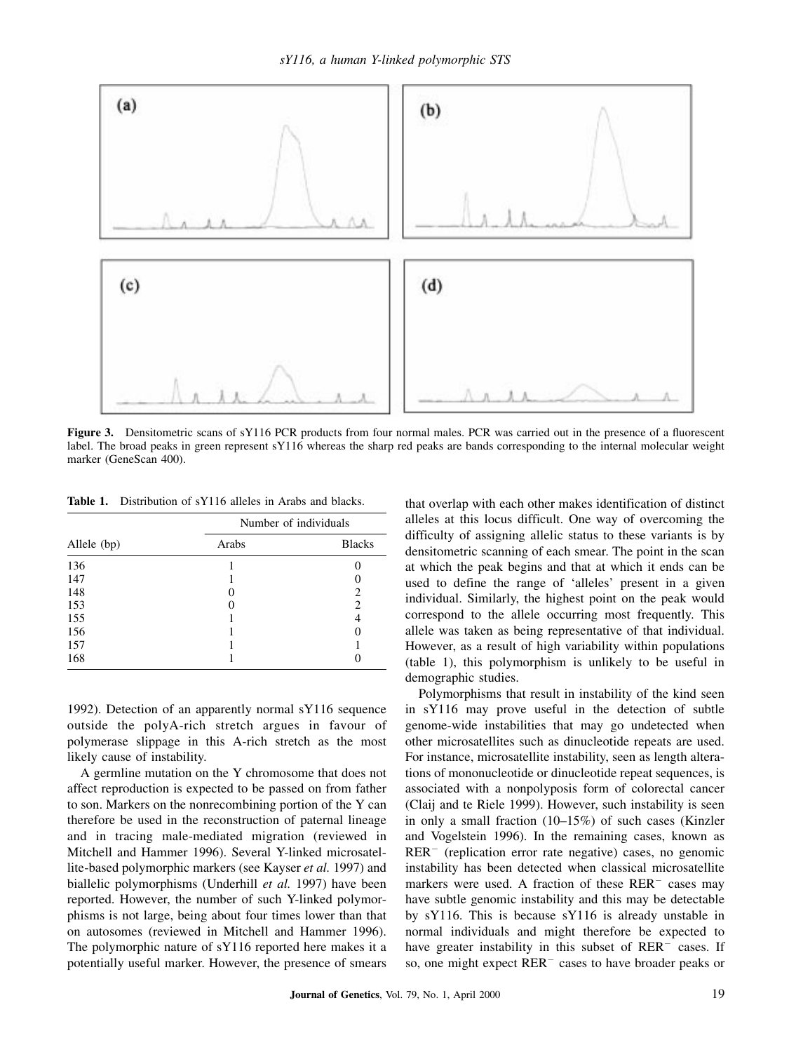**Figure 3.** Densitometric scans of sY116 PCR products from four normal males. PCR was carried out in the presence of a fluorescent label. The broad peaks in green represent sY116 whereas the sharp red peaks are bands corresponding to the internal molecular weight marker (GeneScan 400).

**Table 1.** Distribution of sY116 alleles in Arabs and blacks.

| Allele (bp) | Number of individuals | |
|---|---|---|
| | Arabs | Blacks |
| 136 | 1 | 0 |
| 147 | 1 | 0 |
| 148 | 0 | 2 |
| 153 | 0 | 2 |
| 155 | 1 | 4 |
| 156 | 1 | 0 |
| 157 | 1 | 1 |
| 168 | 1 | 0 |

1992). Detection of an apparently normal sY116 sequence outside the polyA-rich stretch argues in favour of polymerase slippage in this A-rich stretch as the most likely cause of instability.

A germline mutation on the Y chromosome that does not affect reproduction is expected to be passed on from father to son. Markers on the nonrecombining portion of the Y can therefore be used in the reconstruction of paternal lineage and in tracing male-mediated migration (reviewed in Mitchell and Hammer 1996). Several Y-linked microsatellite-based polymorphic markers (see Kayser *et al.* 1997) and biallelic polymorphisms (Underhill *et al.* 1997) have been reported. However, the number of such Y-linked polymorphisms is not large, being about four times lower than that on autosomes (reviewed in Mitchell and Hammer 1996). The polymorphic nature of sY116 reported here makes it a potentially useful marker. However, the presence of smears that overlap with each other makes identification of distinct alleles at this locus difficult. One way of overcoming the difficulty of assigning allelic status to these variants is by densitometric scanning of each smear. The point in the scan at which the peak begins and that at which it ends can be used to define the range of 'alleles' present in a given individual. Similarly, the highest point on the peak would correspond to the allele occurring most frequently. This allele was taken as being representative of that individual. However, as a result of high variability within populations (table 1), this polymorphism is unlikely to be useful in demographic studies.

Polymorphisms that result in instability of the kind seen in sY116 may prove useful in the detection of subtle genome-wide instabilities that may go undetected when other microsatellites such as dinucleotide repeats are used. For instance, microsatellite instability, seen as length alterations of mononucleotide or dinucleotide repeat sequences, is associated with a nonpolyposis form of colorectal cancer (Claij and te Riele 1999). However, such instability is seen in only a small fraction (10–15%) of such cases (Kinzler and Vogelstein 1996). In the remaining cases, known as $RER^-$ (replication error rate negative) cases, no genomic instability has been detected when classical microsatellite markers were used. A fraction of these $RER^-$ cases may have subtle genomic instability and this may be detectable by sY116. This is because sY116 is already unstable in normal individuals and might therefore be expected to have greater instability in this subset of $RER^-$ cases. If so, one might expect $RER^-$ cases to have broader peaks or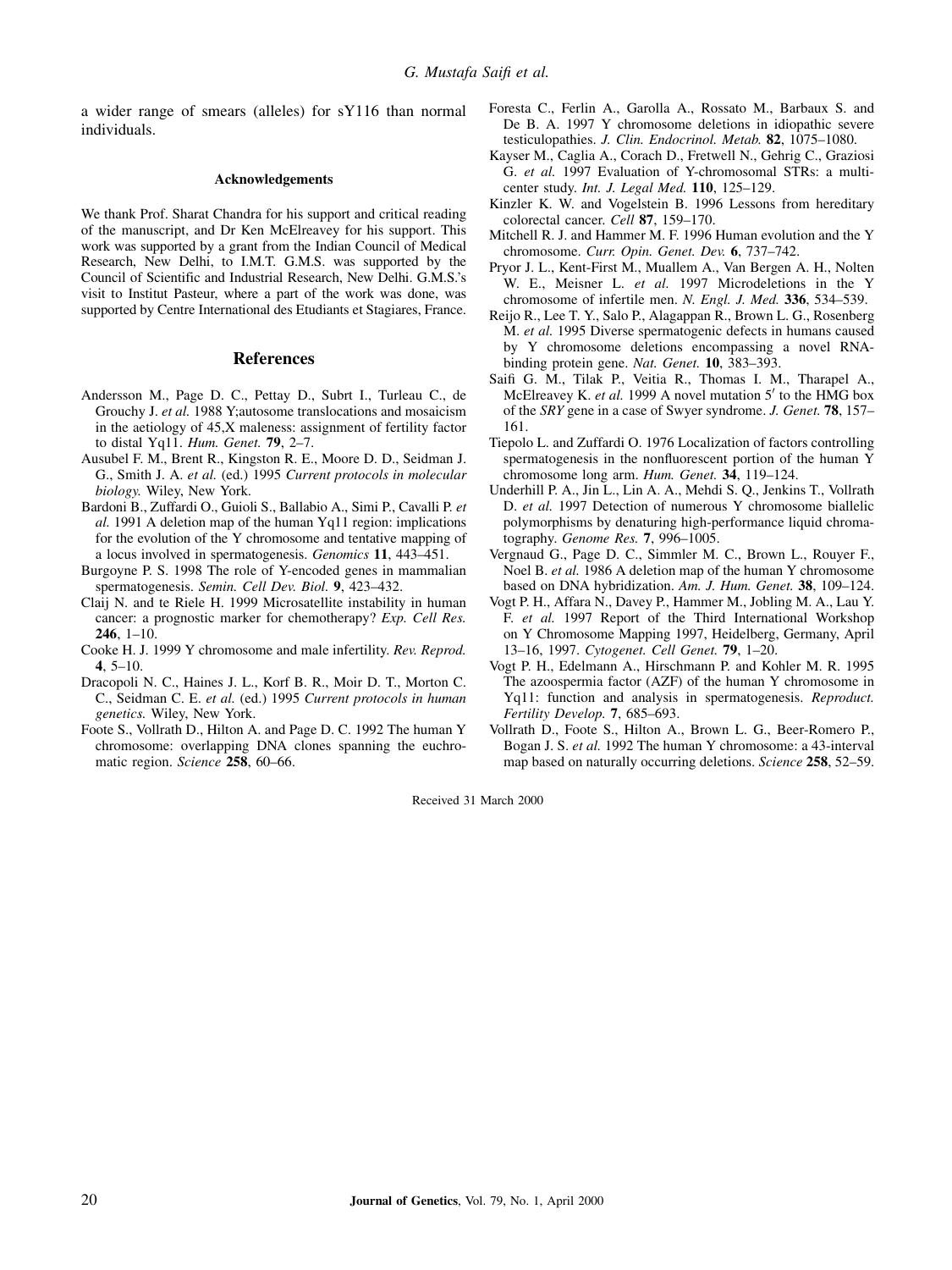a wider range of smears (alleles) for sY116 than normal individuals.

### Acknowledgements

We thank Prof. Sharat Chandra for his support and critical reading of the manuscript, and Dr Ken McElreavey for his support. This work was supported by a grant from the Indian Council of Medical Research, New Delhi, to I.M.T. G.M.S. was supported by the Council of Scientific and Industrial Research, New Delhi. G.M.S.'s visit to Institut Pasteur, where a part of the work was done, was supported by Centre International des Etudiants et Stagiares, France.

## References

Andersson M., Page D. C., Pettay D., Subrt I., Turleau C., de Grouchy J. *et al.* 1988 Y;autosome translocations and mosaicism in the aetiology of 45,X maleness: assignment of fertility factor to distal Yq11. *Hum. Genet.* **79**, 2–7.

Ausubel F. M., Brent R., Kingston R. E., Moore D. D., Seidman J. G., Smith J. A. *et al.* (ed.) 1995 *Current protocols in molecular biology.* Wiley, New York.

Bardoni B., Zuffardi O., Guioli S., Ballabio A., Simi P., Cavalli P. *et al.* 1991 A deletion map of the human Yq11 region: implications for the evolution of the Y chromosome and tentative mapping of a locus involved in spermatogenesis. *Genomics* **11**, 443–451.

Burgoyne P. S. 1998 The role of Y-encoded genes in mammalian spermatogenesis. *Semin. Cell Dev. Biol.* **9**, 423–432.

Claij N. and te Riele H. 1999 Microsatellite instability in human cancer: a prognostic marker for chemotherapy? *Exp. Cell Res.* **246**, 1–10.

Cooke H. J. 1999 Y chromosome and male infertility. *Rev. Reprod.* **4**, 5–10.

Dracopoli N. C., Haines J. L., Korf B. R., Moir D. T., Morton C. C., Seidman C. E. *et al.* (ed.) 1995 *Current protocols in human genetics.* Wiley, New York.

Foote S., Vollrath D., Hilton A. and Page D. C. 1992 The human Y chromosome: overlapping DNA clones spanning the euchromatic region. *Science* **258**, 60–66.

Foresta C., Ferlin A., Garolla A., Rossato M., Barbaux S. and De B. A. 1997 Y chromosome deletions in idiopathic severe testiculopathies. *J. Clin. Endocrinol. Metab.* **82**, 1075–1080.

Kayser M., Caglia A., Corach D., Fretwell N., Gehrig C., Graziosi G. *et al.* 1997 Evaluation of Y-chromosomal STRs: a multicenter study. *Int. J. Legal Med.* **110**, 125–129.

Kinzler K. W. and Vogelstein B. 1996 Lessons from hereditary colorectal cancer. *Cell* **87**, 159–170.

Mitchell R. J. and Hammer M. F. 1996 Human evolution and the Y chromosome. *Curr. Opin. Genet. Dev.* **6**, 737–742.

Pryor J. L., Kent-First M., Muallem A., Van Bergen A. H., Nolten W. E., Meisner L. *et al.* 1997 Microdeletions in the Y chromosome of infertile men. *N. Engl. J. Med.* **336**, 534–539.

Reijo R., Lee T. Y., Salo P., Alagappan R., Brown L. G., Rosenberg M. *et al.* 1995 Diverse spermatogenic defects in humans caused by Y chromosome deletions encompassing a novel RNA-binding protein gene. *Nat. Genet.* **10**, 383–393.

Saifi G. M., Tilak P., Veitia R., Thomas I. M., Tharapel A., McElreavey K. *et al.* 1999 A novel mutation 5′ to the HMG box of the *SRY* gene in a case of Swyer syndrome. *J. Genet.* **78**, 157–161.

Tiepolo L. and Zuffardi O. 1976 Localization of factors controlling spermatogenesis in the nonfluorescent portion of the human Y chromosome long arm. *Hum. Genet.* **34**, 119–124.

Underhill P. A., Jin L., Lin A. A., Mehdi S. Q., Jenkins T., Vollrath D. *et al.* 1997 Detection of numerous Y chromosome biallelic polymorphisms by denaturing high-performance liquid chromatography. *Genome Res.* **7**, 996–1005.

Vergnaud G., Page D. C., Simmler M. C., Brown L., Rouyer F., Noel B. *et al.* 1986 A deletion map of the human Y chromosome based on DNA hybridization. *Am. J. Hum. Genet.* **38**, 109–124.

Vogt P. H., Affara N., Davey P., Hammer M., Jobling M. A., Lau Y. F. *et al.* 1997 Report of the Third International Workshop on Y Chromosome Mapping 1997, Heidelberg, Germany, April 13–16, 1997. *Cytogenet. Cell Genet.* **79**, 1–20.

Vogt P. H., Edelmann A., Hirschmann P. and Kohler M. R. 1995 The azoospermia factor (AZF) of the human Y chromosome in Yq11: function and analysis in spermatogenesis. *Reproduct. Fertility Develop.* **7**, 685–693.

Vollrath D., Foote S., Hilton A., Brown L. G., Beer-Romero P., Bogan J. S. *et al.* 1992 The human Y chromosome: a 43-interval map based on naturally occurring deletions. *Science* **258**, 52–59.

Received 31 March 2000